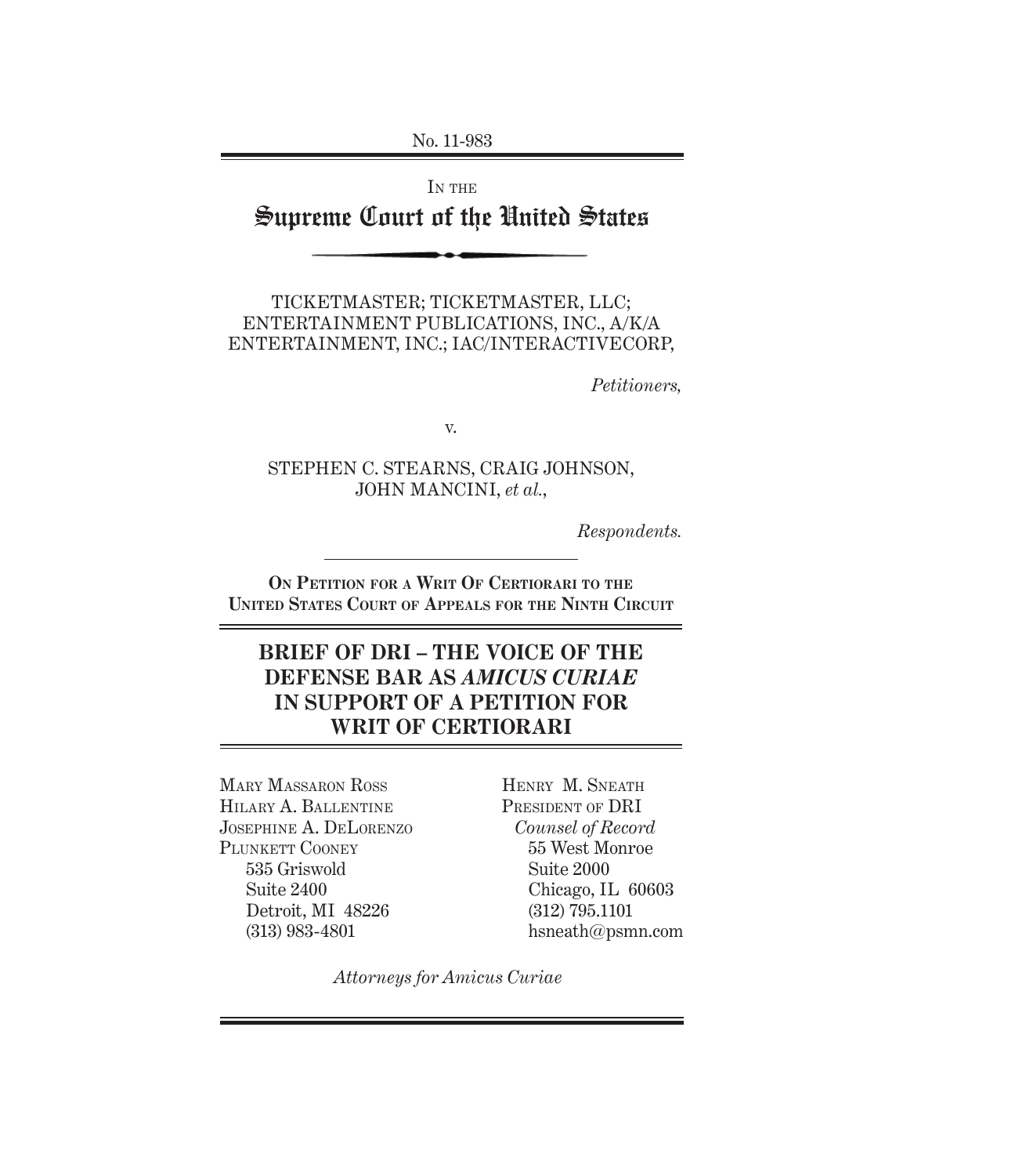No. 11-983

IN THE

# Supreme Court of the United States

TICKETMASTER; TICKETMASTER, LLC; ENTERTAINMENT PUBLICATIONS, INC., A/K/A ENTERTAINMENT, INC.; IAC/INTERACTIVECORP,

*Petitioners,*

v.

STEPHEN C. STEARNS, CRAIG JOHNSON, JOHN MANCINI, *et al.*,

*Respondents.*

---

ON PETITION FOR A WRIT OF CERTIORARI TO THE UNITED STATES COURT OF APPEALS FOR THE NINTH CIRCUIT

## BRIEF OF DRI – THE VOICE OF THE DEFENSE BAR AS *AMICUS CURIAE* IN SUPPORT OF A PETITION FOR WRIT OF CERTIORARI

MARY MASSARON ROSS
HILARY A. BALLENTINE
JOSEPHINE A. DELORENZO
PLUNKETT COONEY
535 Griswold
Suite 2400
Detroit, MI 48226
(313) 983-4801

HENRY M. SNEATH
PRESIDENT OF DRI
*Counsel of Record*
55 West Monroe
Suite 2000
Chicago, IL 60603
(312) 795.1101
hsneath@psmn.com

*Attorneys for Amicus Curiae*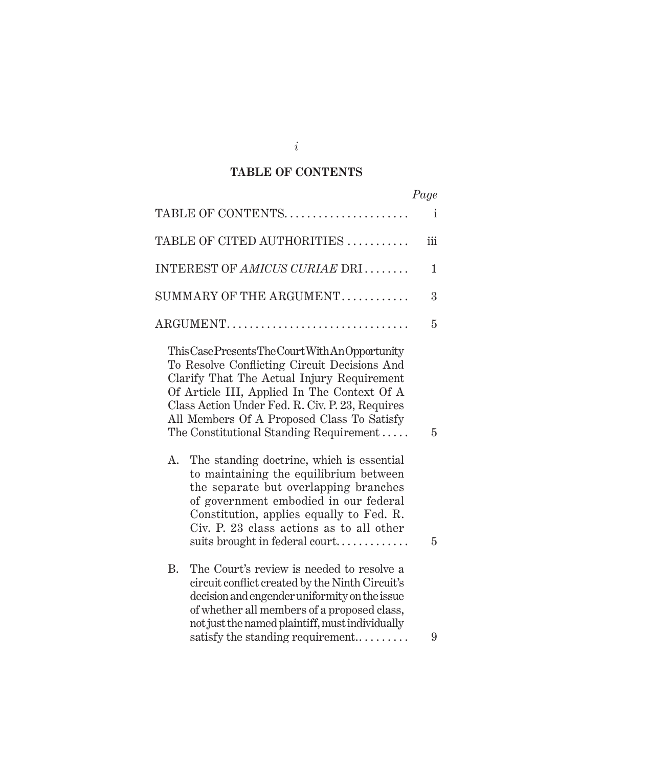## TABLE OF CONTENTS

| | Page |
|---|---|
| TABLE OF CONTENTS | i |
| TABLE OF CITED AUTHORITIES | iii |
| INTEREST OF *AMICUS CURIAE* DRI | 1 |
| SUMMARY OF THE ARGUMENT | 3 |
| ARGUMENT | 5 |
| This Case Presents The Court With An Opportunity To Resolve Conflicting Circuit Decisions And Clarify That The Actual Injury Requirement Of Article III, Applied In The Context Of A Class Action Under Fed. R. Civ. P. 23, Requires All Members Of A Proposed Class To Satisfy The Constitutional Standing Requirement | 5 |
| A. The standing doctrine, which is essential to maintaining the equilibrium between the separate but overlapping branches of government embodied in our federal Constitution, applies equally to Fed. R. Civ. P. 23 class actions as to all other suits brought in federal court | 5 |
| B. The Court's review is needed to resolve a circuit conflict created by the Ninth Circuit's decision and engender uniformity on the issue of whether all members of a proposed class, not just the named plaintiff, must individually satisfy the standing requirement. | 9 |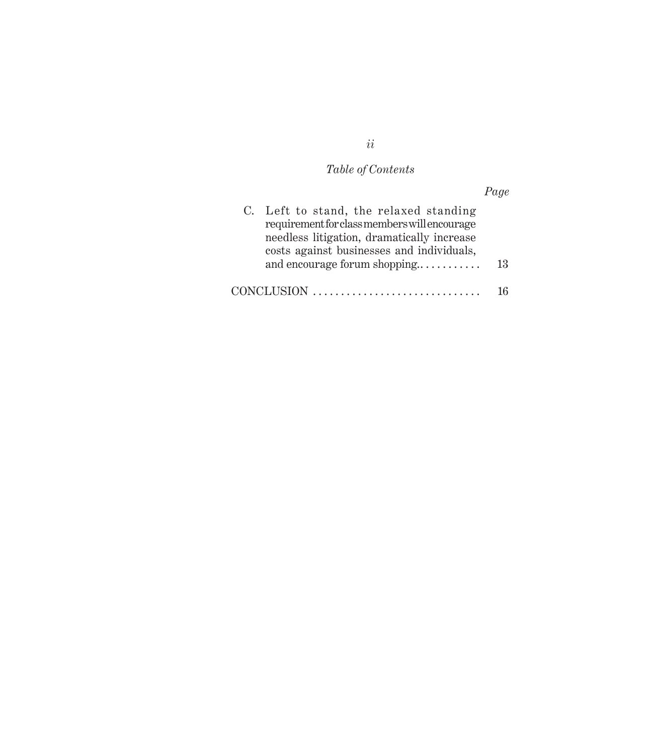*Table of Contents*

| | *Page* |
|---|---|
| C. Left to stand, the relaxed standing requirement for class members will encourage needless litigation, dramatically increase costs against businesses and individuals, and encourage forum shopping. | 13 |
| CONCLUSION | 16 |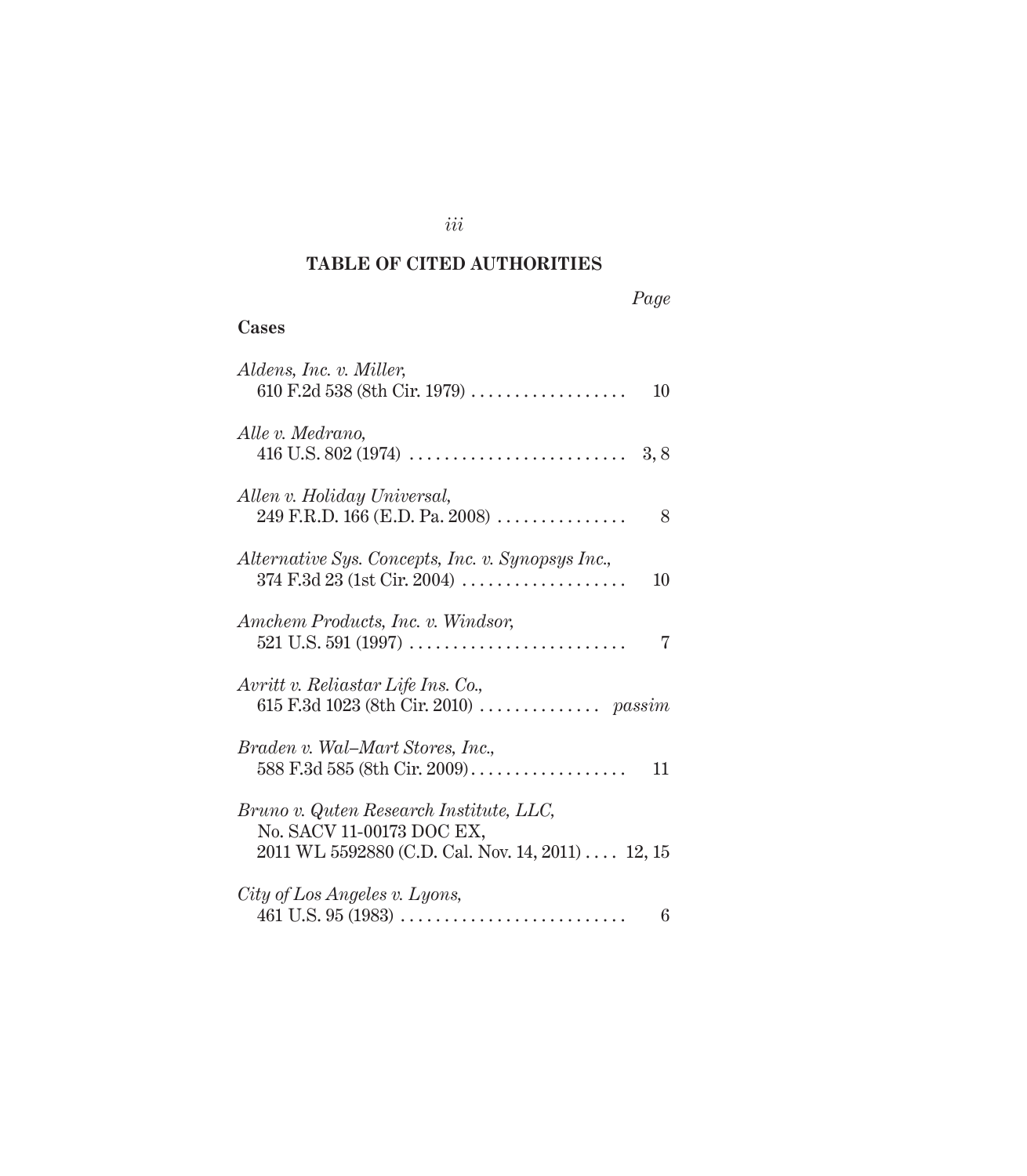## TABLE OF CITED AUTHORITIES

*Page*

### Cases

*Aldens, Inc. v. Miller*, 610 F.2d 538 (8th Cir. 1979) .................. 10

*Alle v. Medrano*, 416 U.S. 802 (1974) ......................... 3, 8

*Allen v. Holiday Universal*, 249 F.R.D. 166 (E.D. Pa. 2008) ............... 8

*Alternative Sys. Concepts, Inc. v. Synopsys Inc.*, 374 F.3d 23 (1st Cir. 2004) ................... 10

*Amchem Products, Inc. v. Windsor*, 521 U.S. 591 (1997) ......................... 7

*Avritt v. Reliastar Life Ins. Co.*, 615 F.3d 1023 (8th Cir. 2010) .............. *passim*

*Braden v. Wal–Mart Stores, Inc.*, 588 F.3d 585 (8th Cir. 2009).................. 11

*Bruno v. Quten Research Institute, LLC*, No. SACV 11-00173 DOC EX, 2011 WL 5592880 (C.D. Cal. Nov. 14, 2011) .... 12, 15

*City of Los Angeles v. Lyons*, 461 U.S. 95 (1983) .......................... 6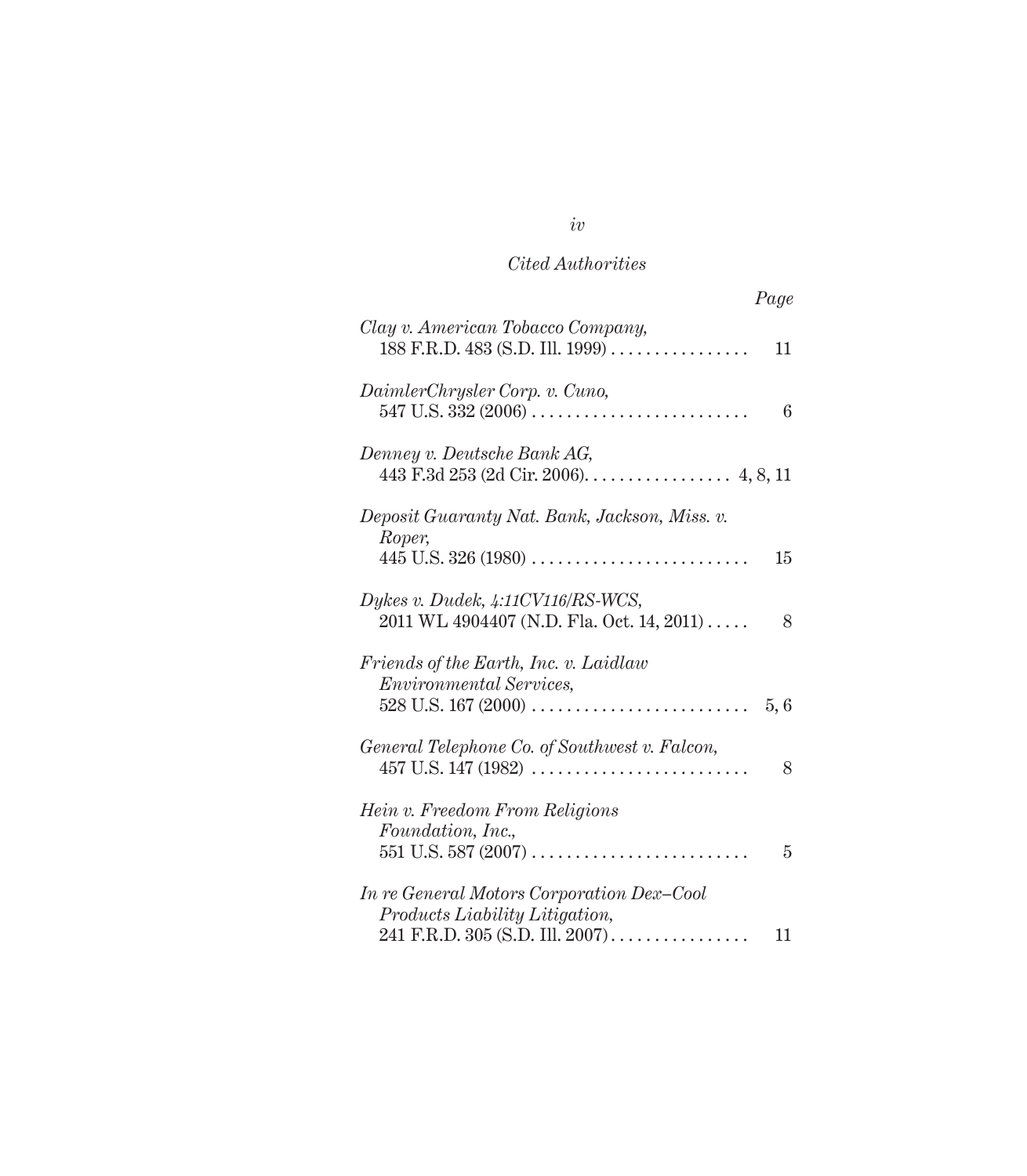*Cited Authorities*

| | *Page* |
|---|---|
| *Clay v. American Tobacco Company*, 188 F.R.D. 483 (S.D. Ill. 1999) | 11 |
| *DaimlerChrysler Corp. v. Cuno*, 547 U.S. 332 (2006) | 6 |
| *Denney v. Deutsche Bank AG*, 443 F.3d 253 (2d Cir. 2006) | 4, 8, 11 |
| *Deposit Guaranty Nat. Bank, Jackson, Miss. v. Roper*, 445 U.S. 326 (1980) | 15 |
| *Dykes v. Dudek, 4:11CV116/RS-WCS*, 2011 WL 4904407 (N.D. Fla. Oct. 14, 2011) | 8 |
| *Friends of the Earth, Inc. v. Laidlaw Environmental Services*, 528 U.S. 167 (2000) | 5, 6 |
| *General Telephone Co. of Southwest v. Falcon*, 457 U.S. 147 (1982) | 8 |
| *Hein v. Freedom From Religions Foundation, Inc.*, 551 U.S. 587 (2007) | 5 |
| *In re General Motors Corporation Dex–Cool Products Liability Litigation*, 241 F.R.D. 305 (S.D. Ill. 2007) | 11 |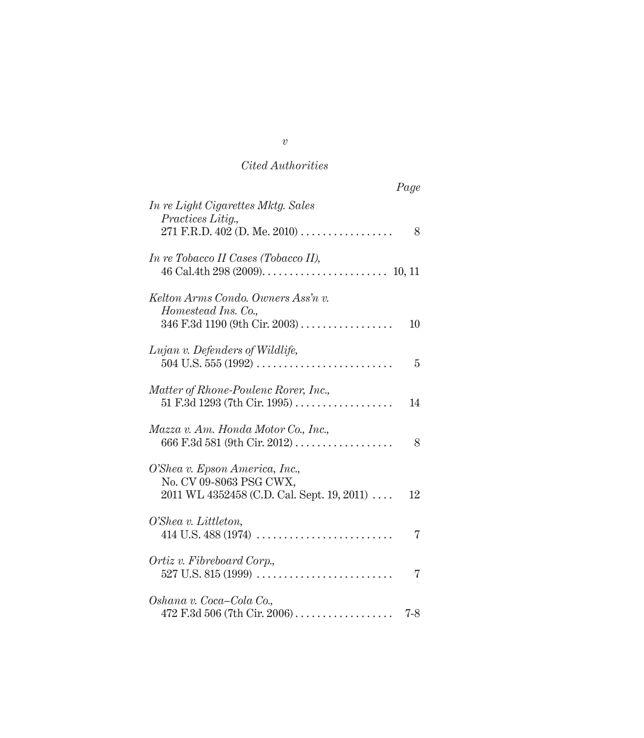*Cited Authorities*

*Page*

*In re Light Cigarettes Mktg. Sales Practices Litig.*, 271 F.R.D. 402 (D. Me. 2010) . . . . . . . . . . . . . . . . . 8

*In re Tobacco II Cases (Tobacco II)*, 46 Cal.4th 298 (2009). . . . . . . . . . . . . . . . . . . . . . . 10, 11

*Kelton Arms Condo. Owners Ass'n v. Homestead Ins. Co.*, 346 F.3d 1190 (9th Cir. 2003) . . . . . . . . . . . . . . . . . 10

*Lujan v. Defenders of Wildlife*, 504 U.S. 555 (1992) . . . . . . . . . . . . . . . . . . . . . . . . . 5

*Matter of Rhone-Poulenc Rorer, Inc.*, 51 F.3d 1293 (7th Cir. 1995) . . . . . . . . . . . . . . . . . . 14

*Mazza v. Am. Honda Motor Co., Inc.*, 666 F.3d 581 (9th Cir. 2012) . . . . . . . . . . . . . . . . . . 8

*O'Shea v. Epson America, Inc.*, No. CV 09-8063 PSG CWX, 2011 WL 4352458 (C.D. Cal. Sept. 19, 2011) . . . . 12

*O'Shea v. Littleton*, 414 U.S. 488 (1974) . . . . . . . . . . . . . . . . . . . . . . . . . 7

*Ortiz v. Fibreboard Corp.*, 527 U.S. 815 (1999) . . . . . . . . . . . . . . . . . . . . . . . . . 7

*Oshana v. Coca–Cola Co.*, 472 F.3d 506 (7th Cir. 2006) . . . . . . . . . . . . . . . . . . 7-8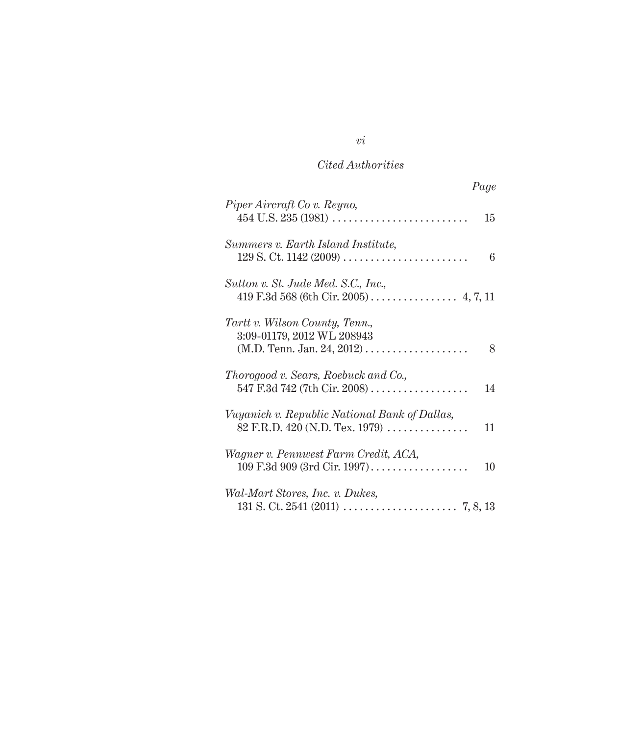*Cited Authorities*

*Page*

*Piper Aircraft Co v. Reyno*,
454 U.S. 235 (1981) . . . . . . . . . . . . . . . . . . . . . . . . . 15

*Summers v. Earth Island Institute*,
129 S. Ct. 1142 (2009) . . . . . . . . . . . . . . . . . . . . . . . 6

*Sutton v. St. Jude Med. S.C., Inc.*,
419 F.3d 568 (6th Cir. 2005) . . . . . . . . . . . . . . . . 4, 7, 11

*Tartt v. Wilson County, Tenn.*,
3:09-01179, 2012 WL 208943
(M.D. Tenn. Jan. 24, 2012) . . . . . . . . . . . . . . . . . . . 8

*Thorogood v. Sears, Roebuck and Co.*,
547 F.3d 742 (7th Cir. 2008) . . . . . . . . . . . . . . . . . . 14

*Vuyanich v. Republic National Bank of Dallas*,
82 F.R.D. 420 (N.D. Tex. 1979) . . . . . . . . . . . . . . . 11

*Wagner v. Pennwest Farm Credit, ACA*,
109 F.3d 909 (3rd Cir. 1997) . . . . . . . . . . . . . . . . . . 10

*Wal-Mart Stores, Inc. v. Dukes*,
131 S. Ct. 2541 (2011) . . . . . . . . . . . . . . . . . . . . . 7, 8, 13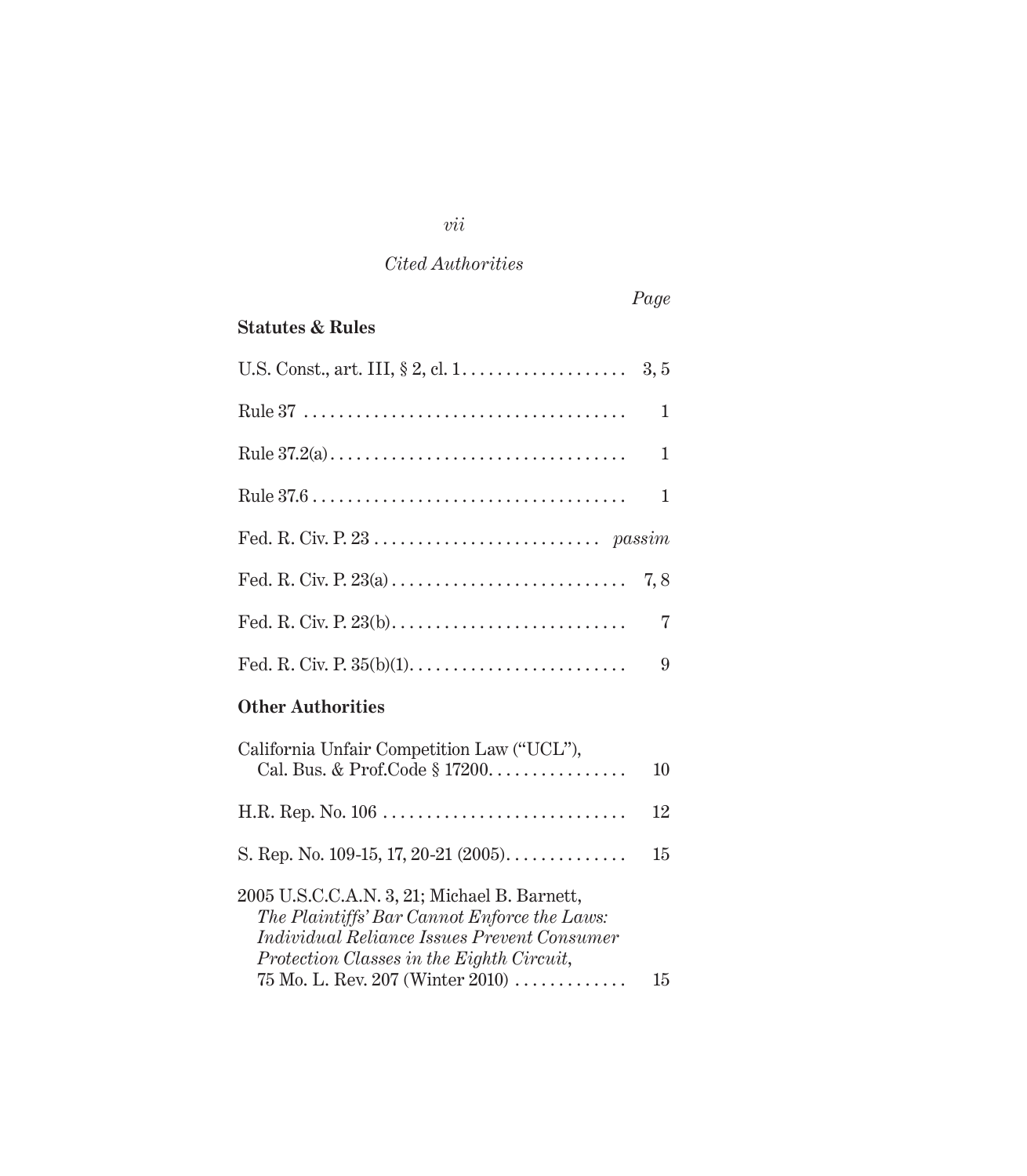*Cited Authorities*

| | *Page* |
|---|---|
| **Statutes & Rules** | |
| U.S. Const., art. III, § 2, cl. 1 | 3, 5 |
| Rule 37 | 1 |
| Rule 37.2(a) | 1 |
| Rule 37.6 | 1 |
| Fed. R. Civ. P. 23 | *passim* |
| Fed. R. Civ. P. 23(a) | 7, 8 |
| Fed. R. Civ. P. 23(b) | 7 |
| Fed. R. Civ. P. 35(b)(1) | 9 |
| **Other Authorities** | |
| California Unfair Competition Law ("UCL"), Cal. Bus. & Prof.Code § 17200 | 10 |
| H.R. Rep. No. 106 | 12 |
| S. Rep. No. 109-15, 17, 20-21 (2005) | 15 |
| 2005 U.S.C.C.A.N. 3, 21; Michael B. Barnett, *The Plaintiffs' Bar Cannot Enforce the Laws: Individual Reliance Issues Prevent Consumer Protection Classes in the Eighth Circuit*, 75 Mo. L. Rev. 207 (Winter 2010) | 15 |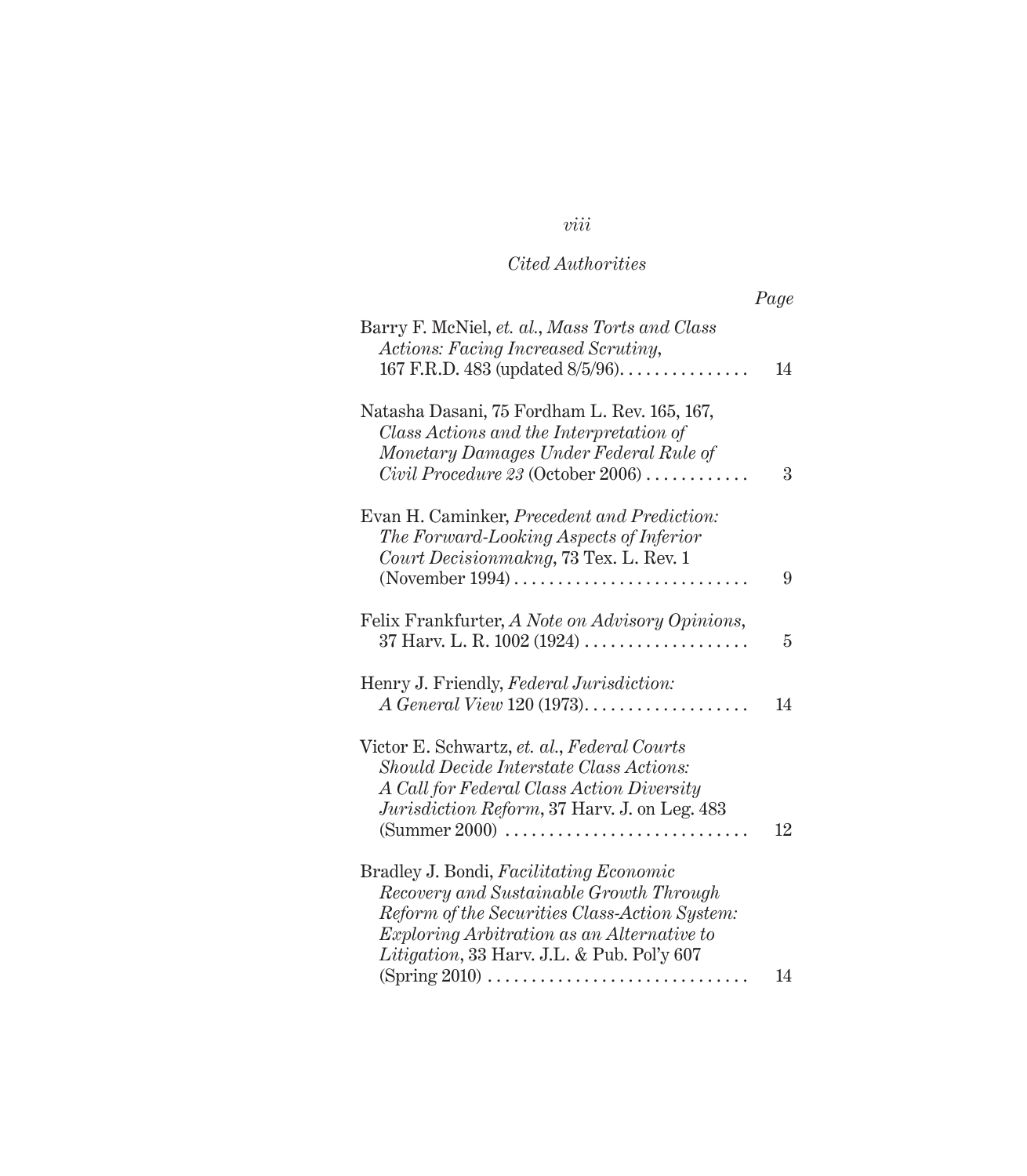*Cited Authorities*

| | Page |
|---|---|
| Barry F. McNiel, *et. al.*, *Mass Torts and Class Actions: Facing Increased Scrutiny*, 167 F.R.D. 483 (updated 8/5/96). . . . . . . . . . . . . . . | 14 |
| Natasha Dasani, 75 Fordham L. Rev. 165, 167, *Class Actions and the Interpretation of Monetary Damages Under Federal Rule of Civil Procedure 23* (October 2006) . . . . . . . . . . . . | 3 |
| Evan H. Caminker, *Precedent and Prediction: The Forward-Looking Aspects of Inferior Court Decisionmakng*, 73 Tex. L. Rev. 1 (November 1994) . . . . . . . . . . . . . . . . . . . . . . . . . . . | 9 |
| Felix Frankfurter, *A Note on Advisory Opinions*, 37 Harv. L. R. 1002 (1924) . . . . . . . . . . . . . . . . . . . | 5 |
| Henry J. Friendly, *Federal Jurisdiction: A General View* 120 (1973). . . . . . . . . . . . . . . . . . . | 14 |
| Victor E. Schwartz, *et. al.*, *Federal Courts Should Decide Interstate Class Actions: A Call for Federal Class Action Diversity Jurisdiction Reform*, 37 Harv. J. on Leg. 483 (Summer 2000) . . . . . . . . . . . . . . . . . . . . . . . . . . . . | 12 |
| Bradley J. Bondi, *Facilitating Economic Recovery and Sustainable Growth Through Reform of the Securities Class-Action System: Exploring Arbitration as an Alternative to Litigation*, 33 Harv. J.L. & Pub. Pol'y 607 (Spring 2010) . . . . . . . . . . . . . . . . . . . . . . . . . . . . . . | 14 |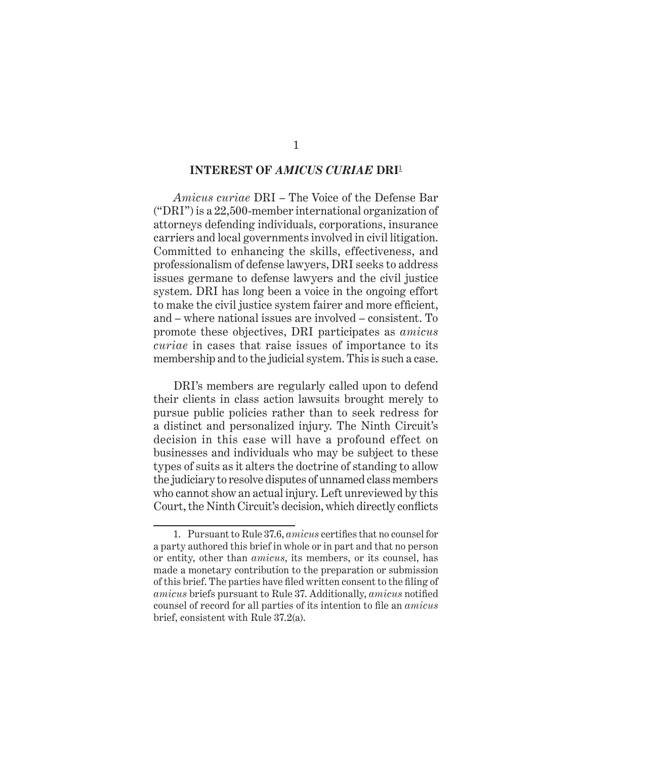## INTEREST OF *AMICUS CURIAE* DRI[1]

*Amicus curiae* DRI – The Voice of the Defense Bar ("DRI") is a 22,500-member international organization of attorneys defending individuals, corporations, insurance carriers and local governments involved in civil litigation. Committed to enhancing the skills, effectiveness, and professionalism of defense lawyers, DRI seeks to address issues germane to defense lawyers and the civil justice system. DRI has long been a voice in the ongoing effort to make the civil justice system fairer and more efficient, and – where national issues are involved – consistent. To promote these objectives, DRI participates as *amicus curiae* in cases that raise issues of importance to its membership and to the judicial system. This is such a case.

DRI's members are regularly called upon to defend their clients in class action lawsuits brought merely to pursue public policies rather than to seek redress for a distinct and personalized injury. The Ninth Circuit's decision in this case will have a profound effect on businesses and individuals who may be subject to these types of suits as it alters the doctrine of standing to allow the judiciary to resolve disputes of unnamed class members who cannot show an actual injury. Left unreviewed by this Court, the Ninth Circuit's decision, which directly conflicts

---

1. Pursuant to Rule 37.6, *amicus* certifies that no counsel for a party authored this brief in whole or in part and that no person or entity, other than *amicus*, its members, or its counsel, has made a monetary contribution to the preparation or submission of this brief. The parties have filed written consent to the filing of *amicus* briefs pursuant to Rule 37. Additionally, *amicus* notified counsel of record for all parties of its intention to file an *amicus* brief, consistent with Rule 37.2(a).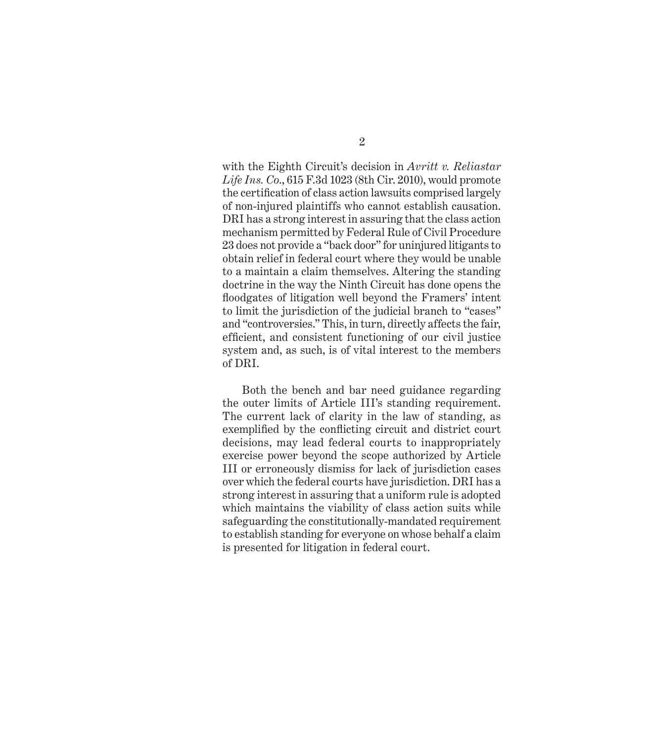with the Eighth Circuit's decision in *Avritt v. Reliastar Life Ins. Co.*, 615 F.3d 1023 (8th Cir. 2010), would promote the certification of class action lawsuits comprised largely of non-injured plaintiffs who cannot establish causation. DRI has a strong interest in assuring that the class action mechanism permitted by Federal Rule of Civil Procedure 23 does not provide a "back door" for uninjured litigants to obtain relief in federal court where they would be unable to a maintain a claim themselves. Altering the standing doctrine in the way the Ninth Circuit has done opens the floodgates of litigation well beyond the Framers' intent to limit the jurisdiction of the judicial branch to "cases" and "controversies." This, in turn, directly affects the fair, efficient, and consistent functioning of our civil justice system and, as such, is of vital interest to the members of DRI.

Both the bench and bar need guidance regarding the outer limits of Article III's standing requirement. The current lack of clarity in the law of standing, as exemplified by the conflicting circuit and district court decisions, may lead federal courts to inappropriately exercise power beyond the scope authorized by Article III or erroneously dismiss for lack of jurisdiction cases over which the federal courts have jurisdiction. DRI has a strong interest in assuring that a uniform rule is adopted which maintains the viability of class action suits while safeguarding the constitutionally-mandated requirement to establish standing for everyone on whose behalf a claim is presented for litigation in federal court.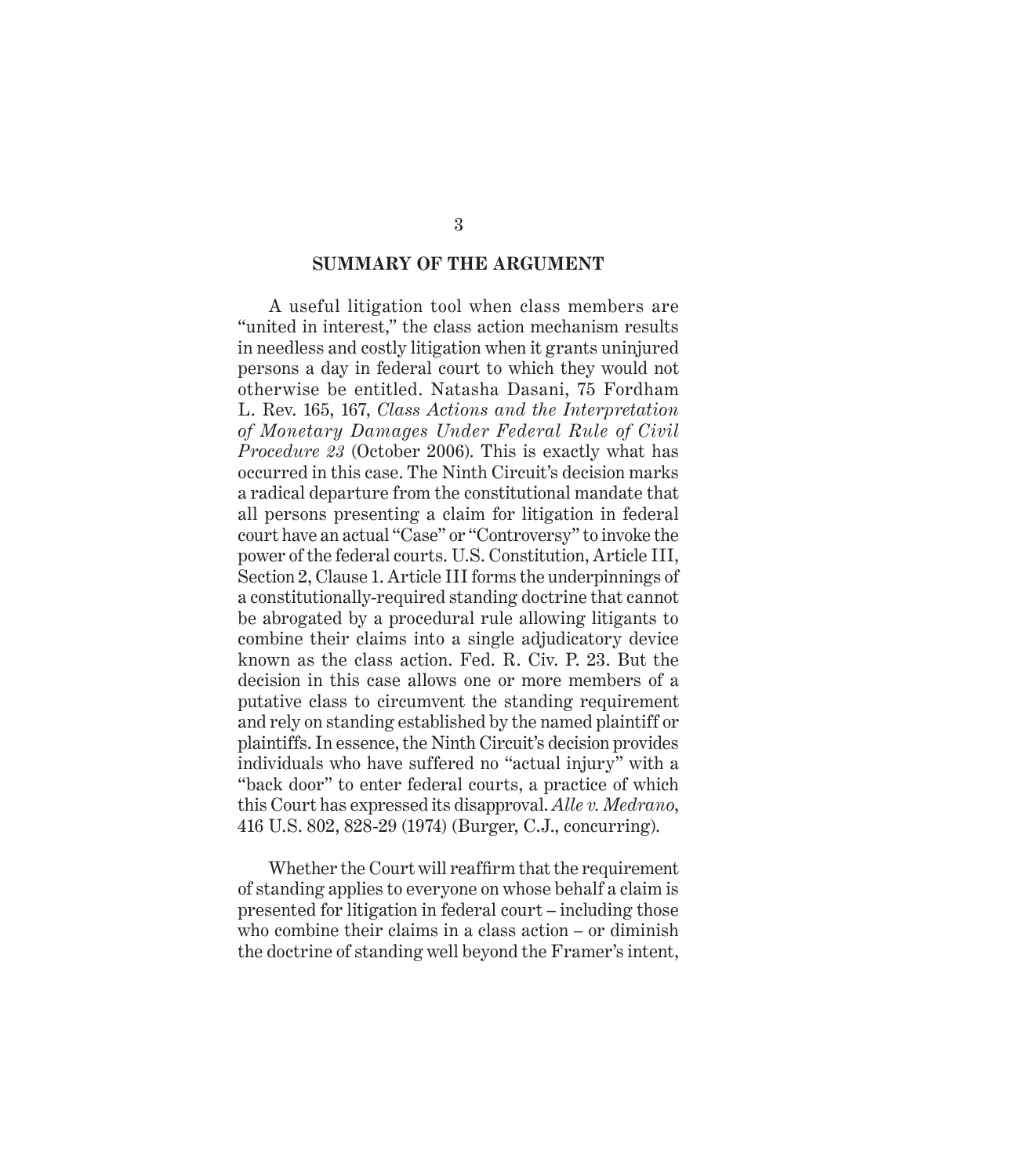## SUMMARY OF THE ARGUMENT

A useful litigation tool when class members are "united in interest," the class action mechanism results in needless and costly litigation when it grants uninjured persons a day in federal court to which they would not otherwise be entitled. Natasha Dasani, 75 Fordham L. Rev. 165, 167, *Class Actions and the Interpretation of Monetary Damages Under Federal Rule of Civil Procedure 23* (October 2006). This is exactly what has occurred in this case. The Ninth Circuit's decision marks a radical departure from the constitutional mandate that all persons presenting a claim for litigation in federal court have an actual "Case" or "Controversy" to invoke the power of the federal courts. U.S. Constitution, Article III, Section 2, Clause 1. Article III forms the underpinnings of a constitutionally-required standing doctrine that cannot be abrogated by a procedural rule allowing litigants to combine their claims into a single adjudicatory device known as the class action. Fed. R. Civ. P. 23. But the decision in this case allows one or more members of a putative class to circumvent the standing requirement and rely on standing established by the named plaintiff or plaintiffs. In essence, the Ninth Circuit's decision provides individuals who have suffered no "actual injury" with a "back door" to enter federal courts, a practice of which this Court has expressed its disapproval. *Alle v. Medrano*, 416 U.S. 802, 828-29 (1974) (Burger, C.J., concurring).

Whether the Court will reaffirm that the requirement of standing applies to everyone on whose behalf a claim is presented for litigation in federal court – including those who combine their claims in a class action – or diminish the doctrine of standing well beyond the Framer's intent,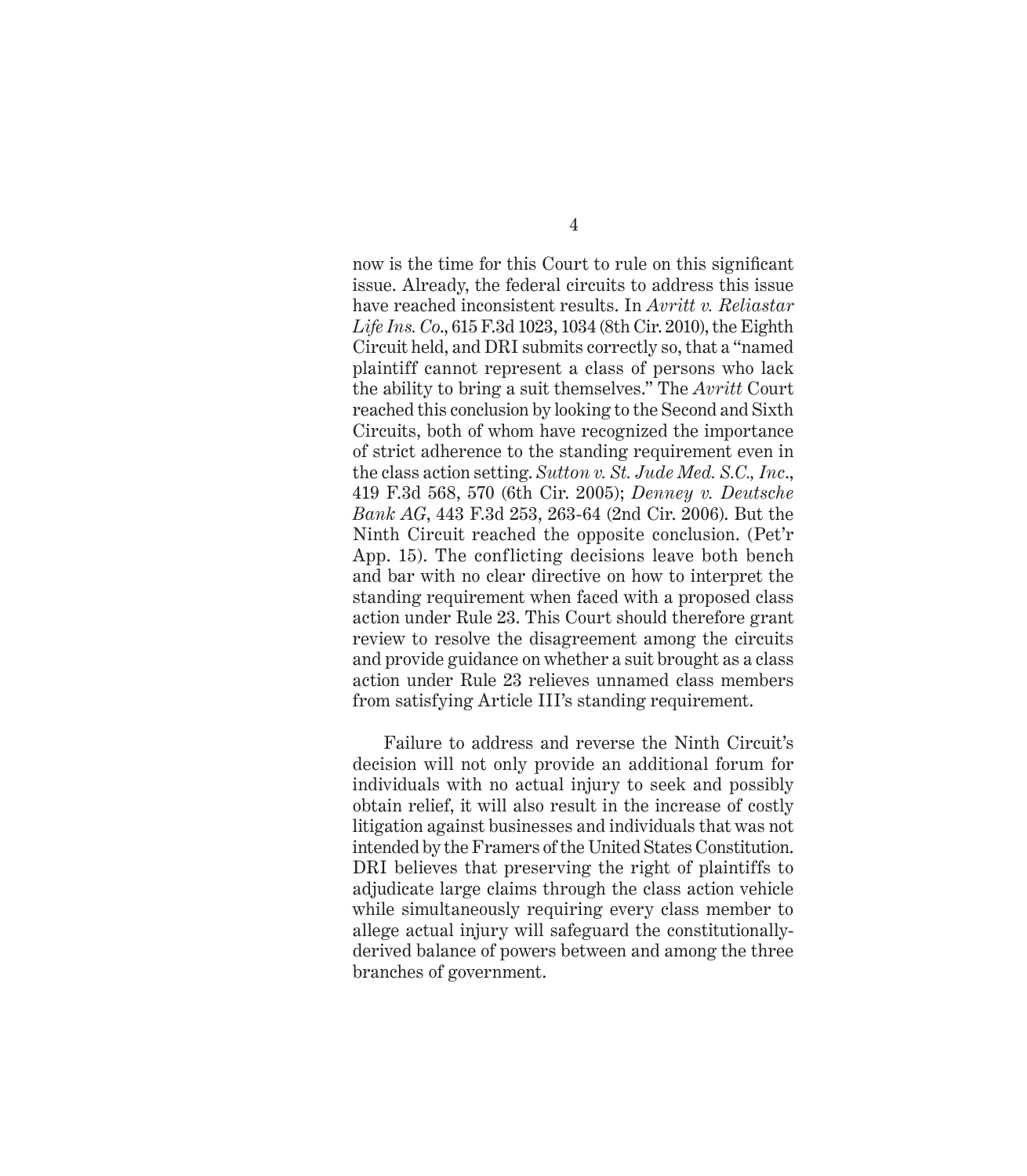now is the time for this Court to rule on this significant issue. Already, the federal circuits to address this issue have reached inconsistent results. In *Avritt v. Reliastar Life Ins. Co.*, 615 F.3d 1023, 1034 (8th Cir. 2010), the Eighth Circuit held, and DRI submits correctly so, that a "named plaintiff cannot represent a class of persons who lack the ability to bring a suit themselves." The *Avritt* Court reached this conclusion by looking to the Second and Sixth Circuits, both of whom have recognized the importance of strict adherence to the standing requirement even in the class action setting. *Sutton v. St. Jude Med. S.C., Inc.*, 419 F.3d 568, 570 (6th Cir. 2005); *Denney v. Deutsche Bank AG*, 443 F.3d 253, 263-64 (2nd Cir. 2006). But the Ninth Circuit reached the opposite conclusion. (Pet'r App. 15). The conflicting decisions leave both bench and bar with no clear directive on how to interpret the standing requirement when faced with a proposed class action under Rule 23. This Court should therefore grant review to resolve the disagreement among the circuits and provide guidance on whether a suit brought as a class action under Rule 23 relieves unnamed class members from satisfying Article III's standing requirement.

Failure to address and reverse the Ninth Circuit's decision will not only provide an additional forum for individuals with no actual injury to seek and possibly obtain relief, it will also result in the increase of costly litigation against businesses and individuals that was not intended by the Framers of the United States Constitution. DRI believes that preserving the right of plaintiffs to adjudicate large claims through the class action vehicle while simultaneously requiring every class member to allege actual injury will safeguard the constitutionally-derived balance of powers between and among the three branches of government.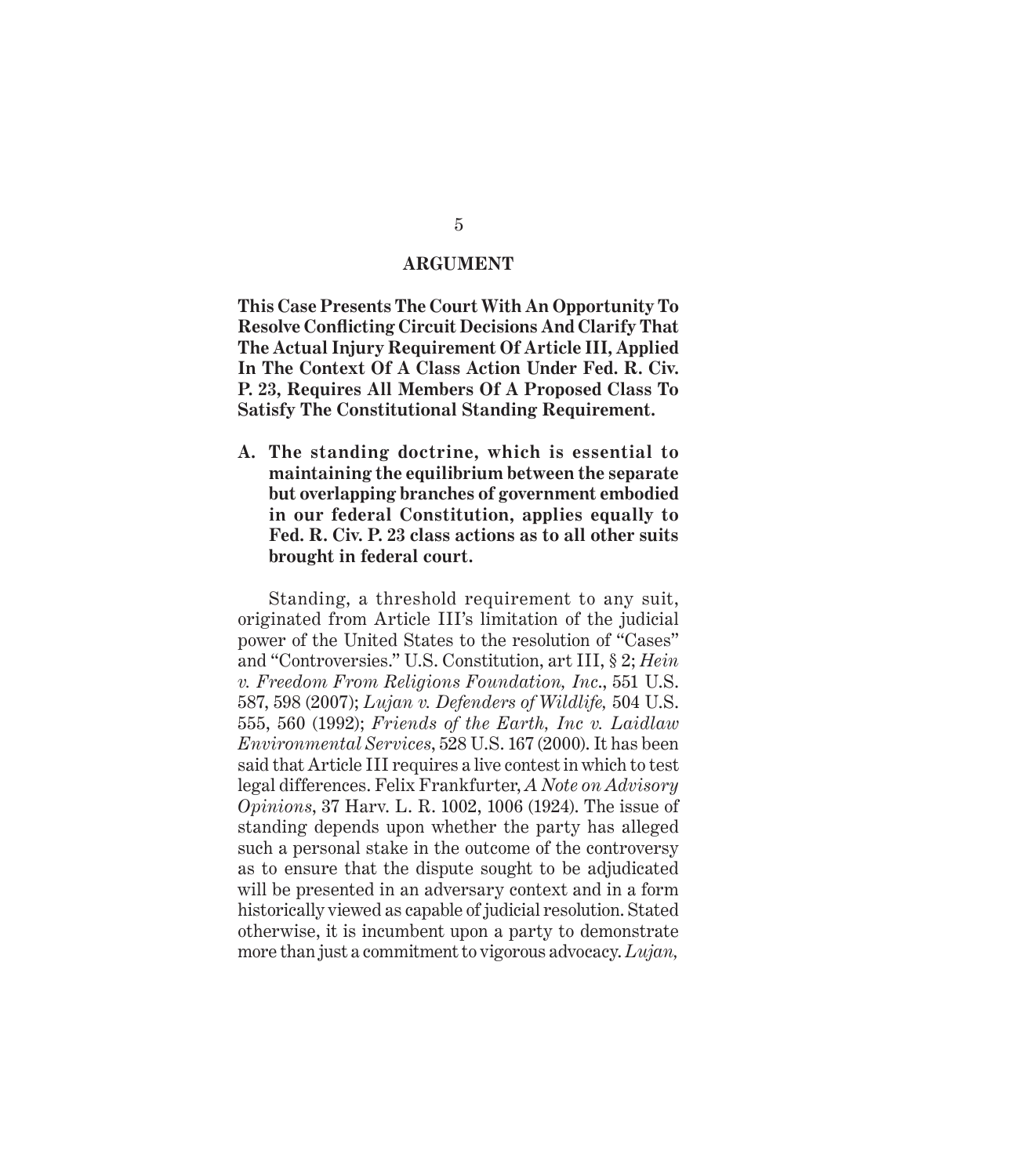## ARGUMENT

**This Case Presents The Court With An Opportunity To Resolve Conflicting Circuit Decisions And Clarify That The Actual Injury Requirement Of Article III, Applied In The Context Of A Class Action Under Fed. R. Civ. P. 23, Requires All Members Of A Proposed Class To Satisfy The Constitutional Standing Requirement.**

### A. The standing doctrine, which is essential to maintaining the equilibrium between the separate but overlapping branches of government embodied in our federal Constitution, applies equally to Fed. R. Civ. P. 23 class actions as to all other suits brought in federal court.

Standing, a threshold requirement to any suit, originated from Article III's limitation of the judicial power of the United States to the resolution of "Cases" and "Controversies." U.S. Constitution, art III, § 2; *Hein v. Freedom From Religions Foundation, Inc.*, 551 U.S. 587, 598 (2007); *Lujan v. Defenders of Wildlife,* 504 U.S. 555, 560 (1992); *Friends of the Earth, Inc v. Laidlaw Environmental Services*, 528 U.S. 167 (2000). It has been said that Article III requires a live contest in which to test legal differences. Felix Frankfurter, *A Note on Advisory Opinions*, 37 Harv. L. R. 1002, 1006 (1924). The issue of standing depends upon whether the party has alleged such a personal stake in the outcome of the controversy as to ensure that the dispute sought to be adjudicated will be presented in an adversary context and in a form historically viewed as capable of judicial resolution. Stated otherwise, it is incumbent upon a party to demonstrate more than just a commitment to vigorous advocacy. *Lujan,*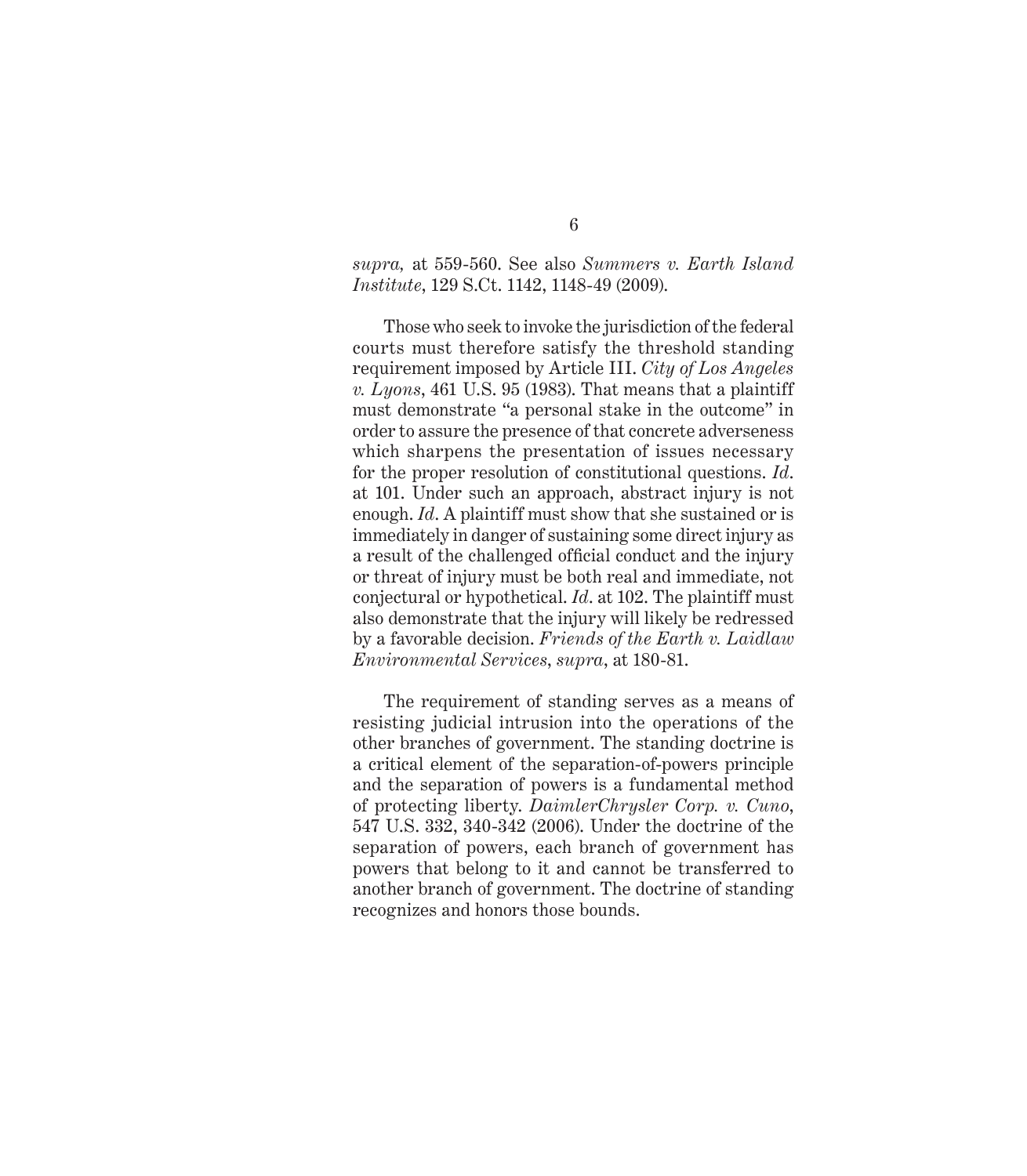*supra,* at 559-560. See also *Summers v. Earth Island Institute*, 129 S.Ct. 1142, 1148-49 (2009).

Those who seek to invoke the jurisdiction of the federal courts must therefore satisfy the threshold standing requirement imposed by Article III. *City of Los Angeles v. Lyons*, 461 U.S. 95 (1983). That means that a plaintiff must demonstrate "a personal stake in the outcome" in order to assure the presence of that concrete adverseness which sharpens the presentation of issues necessary for the proper resolution of constitutional questions. *Id*. at 101. Under such an approach, abstract injury is not enough. *Id*. A plaintiff must show that she sustained or is immediately in danger of sustaining some direct injury as a result of the challenged official conduct and the injury or threat of injury must be both real and immediate, not conjectural or hypothetical. *Id*. at 102. The plaintiff must also demonstrate that the injury will likely be redressed by a favorable decision. *Friends of the Earth v. Laidlaw Environmental Services*, *supra*, at 180-81.

The requirement of standing serves as a means of resisting judicial intrusion into the operations of the other branches of government. The standing doctrine is a critical element of the separation-of-powers principle and the separation of powers is a fundamental method of protecting liberty. *DaimlerChrysler Corp. v. Cuno*, 547 U.S. 332, 340-342 (2006). Under the doctrine of the separation of powers, each branch of government has powers that belong to it and cannot be transferred to another branch of government. The doctrine of standing recognizes and honors those bounds.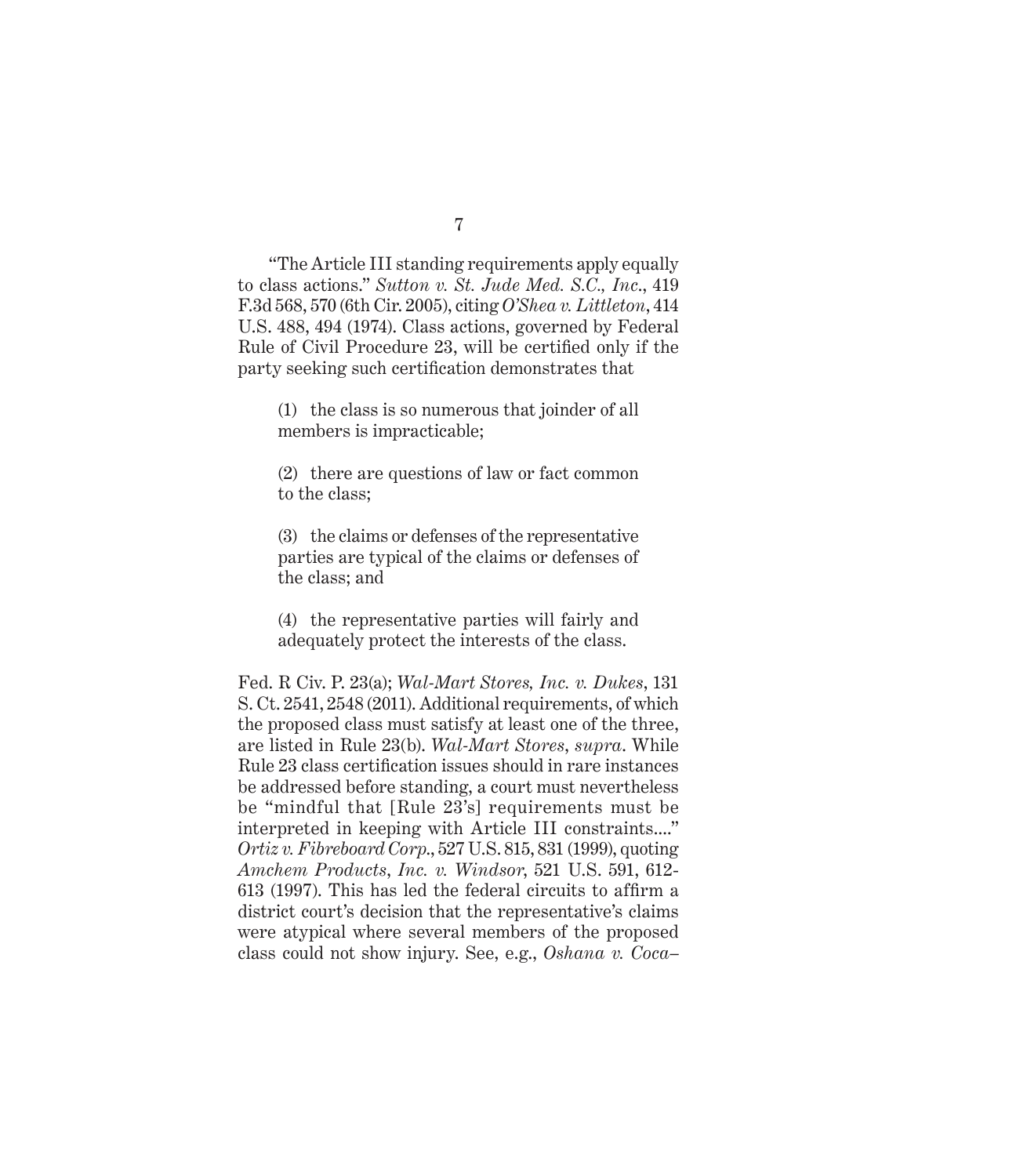"The Article III standing requirements apply equally to class actions." *Sutton v. St. Jude Med. S.C., Inc.*, 419 F.3d 568, 570 (6th Cir. 2005), citing *O'Shea v. Littleton*, 414 U.S. 488, 494 (1974). Class actions, governed by Federal Rule of Civil Procedure 23, will be certified only if the party seeking such certification demonstrates that

> (1) the class is so numerous that joinder of all members is impracticable;
>
> (2) there are questions of law or fact common to the class;
>
> (3) the claims or defenses of the representative parties are typical of the claims or defenses of the class; and
>
> (4) the representative parties will fairly and adequately protect the interests of the class.

Fed. R Civ. P. 23(a); *Wal-Mart Stores, Inc. v. Dukes*, 131 S. Ct. 2541, 2548 (2011). Additional requirements, of which the proposed class must satisfy at least one of the three, are listed in Rule 23(b). *Wal-Mart Stores*, *supra*. While Rule 23 class certification issues should in rare instances be addressed before standing, a court must nevertheless be "mindful that [Rule 23's] requirements must be interpreted in keeping with Article III constraints...." *Ortiz v. Fibreboard Corp.*, 527 U.S. 815, 831 (1999), quoting *Amchem Products, Inc. v. Windsor*, 521 U.S. 591, 612-613 (1997). This has led the federal circuits to affirm a district court's decision that the representative's claims were atypical where several members of the proposed class could not show injury. See, e.g., *Oshana v. Coca–*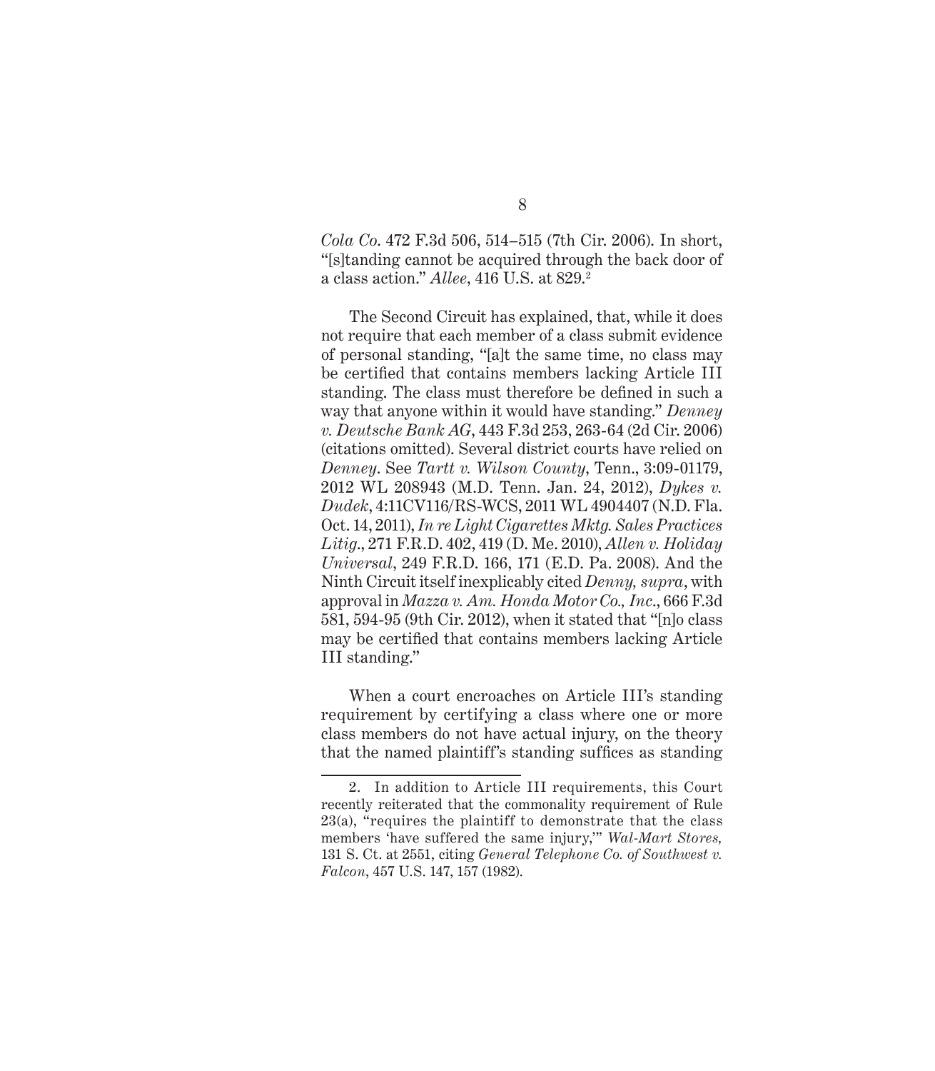*Cola Co.* 472 F.3d 506, 514–515 (7th Cir. 2006). In short, "[s]tanding cannot be acquired through the back door of a class action." *Allee*, 416 U.S. at 829.[2]

The Second Circuit has explained, that, while it does not require that each member of a class submit evidence of personal standing, "[a]t the same time, no class may be certified that contains members lacking Article III standing. The class must therefore be defined in such a way that anyone within it would have standing." *Denney v. Deutsche Bank AG*, 443 F.3d 253, 263-64 (2d Cir. 2006) (citations omitted). Several district courts have relied on *Denney*. See *Tartt v. Wilson County*, Tenn., 3:09-01179, 2012 WL 208943 (M.D. Tenn. Jan. 24, 2012), *Dykes v. Dudek*, 4:11CV116/RS-WCS, 2011 WL 4904407 (N.D. Fla. Oct. 14, 2011), *In re Light Cigarettes Mktg. Sales Practices Litig.*, 271 F.R.D. 402, 419 (D. Me. 2010), *Allen v. Holiday Universal*, 249 F.R.D. 166, 171 (E.D. Pa. 2008). And the Ninth Circuit itself inexplicably cited *Denny, supra*, with approval in *Mazza v. Am. Honda Motor Co., Inc.*, 666 F.3d 581, 594-95 (9th Cir. 2012), when it stated that "[n]o class may be certified that contains members lacking Article III standing."

When a court encroaches on Article III's standing requirement by certifying a class where one or more class members do not have actual injury, on the theory that the named plaintiff's standing suffices as standing

---

2. In addition to Article III requirements, this Court recently reiterated that the commonality requirement of Rule 23(a), "requires the plaintiff to demonstrate that the class members 'have suffered the same injury,'" *Wal-Mart Stores,* 131 S. Ct. at 2551, citing *General Telephone Co. of Southwest v. Falcon*, 457 U.S. 147, 157 (1982).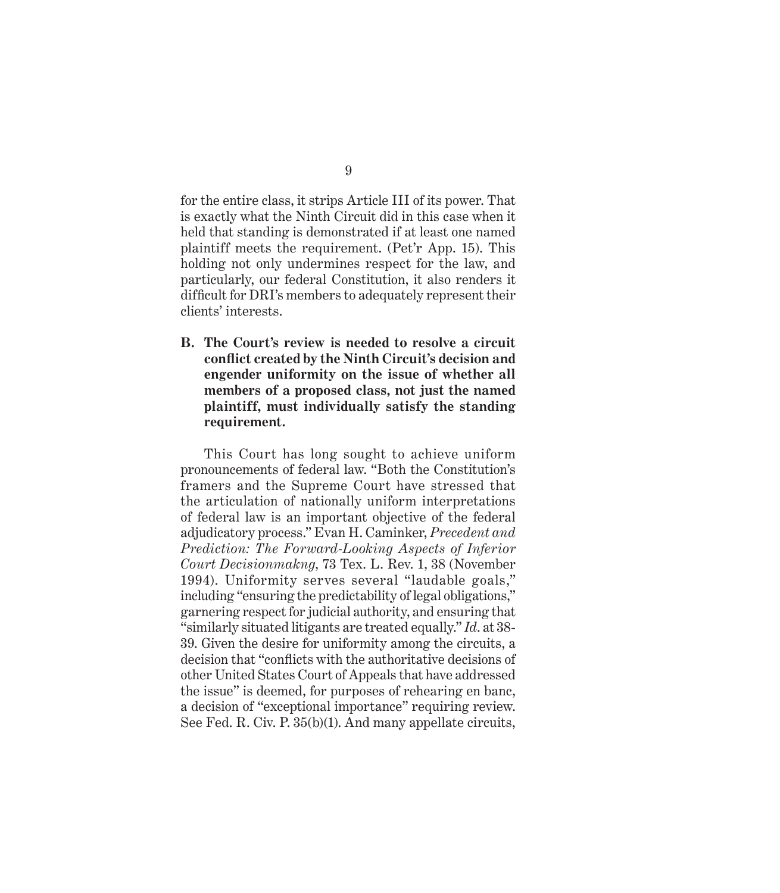for the entire class, it strips Article III of its power. That is exactly what the Ninth Circuit did in this case when it held that standing is demonstrated if at least one named plaintiff meets the requirement. (Pet'r App. 15). This holding not only undermines respect for the law, and particularly, our federal Constitution, it also renders it difficult for DRI's members to adequately represent their clients' interests.

**B. The Court's review is needed to resolve a circuit conflict created by the Ninth Circuit's decision and engender uniformity on the issue of whether all members of a proposed class, not just the named plaintiff, must individually satisfy the standing requirement.**

This Court has long sought to achieve uniform pronouncements of federal law. "Both the Constitution's framers and the Supreme Court have stressed that the articulation of nationally uniform interpretations of federal law is an important objective of the federal adjudicatory process." Evan H. Caminker, *Precedent and Prediction: The Forward-Looking Aspects of Inferior Court Decisionmakng*, 73 Tex. L. Rev. 1, 38 (November 1994). Uniformity serves several "laudable goals," including "ensuring the predictability of legal obligations," garnering respect for judicial authority, and ensuring that "similarly situated litigants are treated equally." *Id.* at 38-39. Given the desire for uniformity among the circuits, a decision that "conflicts with the authoritative decisions of other United States Court of Appeals that have addressed the issue" is deemed, for purposes of rehearing en banc, a decision of "exceptional importance" requiring review. See Fed. R. Civ. P. 35(b)(1). And many appellate circuits,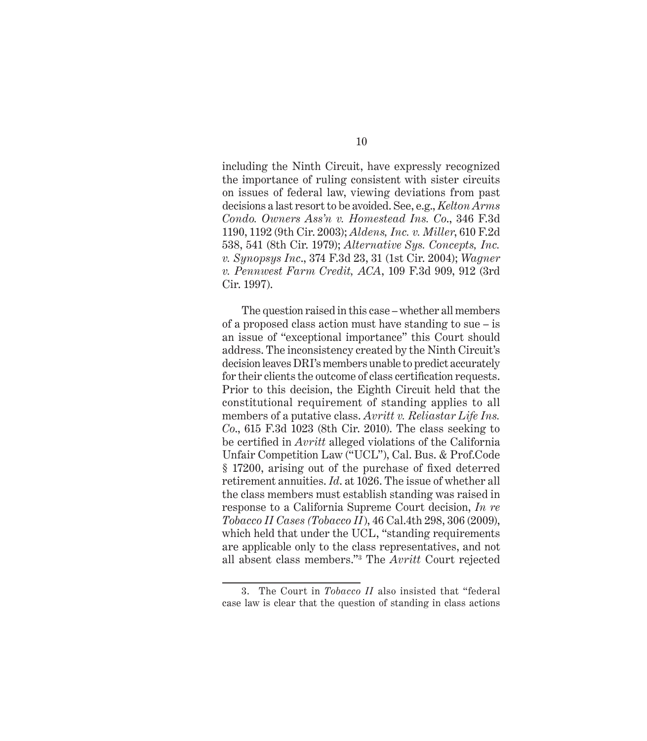including the Ninth Circuit, have expressly recognized the importance of ruling consistent with sister circuits on issues of federal law, viewing deviations from past decisions a last resort to be avoided. See, e.g., *Kelton Arms Condo. Owners Ass'n v. Homestead Ins. Co.*, 346 F.3d 1190, 1192 (9th Cir. 2003); *Aldens, Inc. v. Miller*, 610 F.2d 538, 541 (8th Cir. 1979); *Alternative Sys. Concepts, Inc. v. Synopsys Inc.*, 374 F.3d 23, 31 (1st Cir. 2004); *Wagner v. Pennwest Farm Credit, ACA*, 109 F.3d 909, 912 (3rd Cir. 1997).

The question raised in this case – whether all members of a proposed class action must have standing to sue – is an issue of "exceptional importance" this Court should address. The inconsistency created by the Ninth Circuit's decision leaves DRI's members unable to predict accurately for their clients the outcome of class certification requests. Prior to this decision, the Eighth Circuit held that the constitutional requirement of standing applies to all members of a putative class. *Avritt v. Reliastar Life Ins. Co.*, 615 F.3d 1023 (8th Cir. 2010). The class seeking to be certified in *Avritt* alleged violations of the California Unfair Competition Law ("UCL"), Cal. Bus. & Prof.Code § 17200, arising out of the purchase of fixed deterred retirement annuities. *Id.* at 1026. The issue of whether all the class members must establish standing was raised in response to a California Supreme Court decision, *In re Tobacco II Cases (Tobacco II)*, 46 Cal.4th 298, 306 (2009), which held that under the UCL, "standing requirements are applicable only to the class representatives, and not all absent class members."[3] The *Avritt* Court rejected

3. The Court in *Tobacco II* also insisted that "federal case law is clear that the question of standing in class actions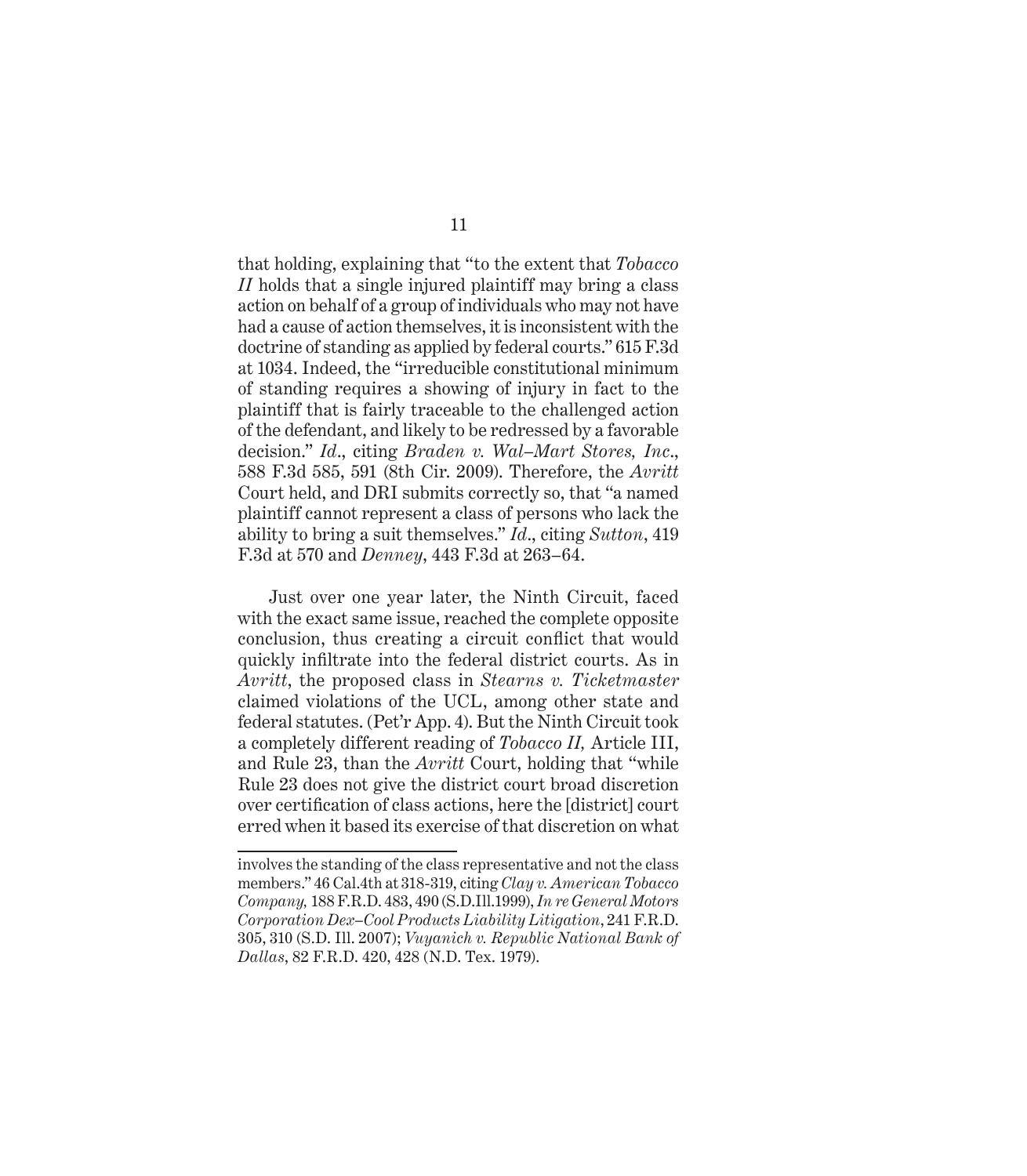that holding, explaining that "to the extent that *Tobacco II* holds that a single injured plaintiff may bring a class action on behalf of a group of individuals who may not have had a cause of action themselves, it is inconsistent with the doctrine of standing as applied by federal courts." 615 F.3d at 1034. Indeed, the "irreducible constitutional minimum of standing requires a showing of injury in fact to the plaintiff that is fairly traceable to the challenged action of the defendant, and likely to be redressed by a favorable decision." *Id*., citing *Braden v. Wal–Mart Stores, Inc*., 588 F.3d 585, 591 (8th Cir. 2009). Therefore, the *Avritt* Court held, and DRI submits correctly so, that "a named plaintiff cannot represent a class of persons who lack the ability to bring a suit themselves." *Id*., citing *Sutton*, 419 F.3d at 570 and *Denney*, 443 F.3d at 263–64.

Just over one year later, the Ninth Circuit, faced with the exact same issue, reached the complete opposite conclusion, thus creating a circuit conflict that would quickly infiltrate into the federal district courts. As in *Avritt*, the proposed class in *Stearns v. Ticketmaster* claimed violations of the UCL, among other state and federal statutes. (Pet'r App. 4). But the Ninth Circuit took a completely different reading of *Tobacco II,* Article III, and Rule 23, than the *Avritt* Court, holding that "while Rule 23 does not give the district court broad discretion over certification of class actions, here the [district] court erred when it based its exercise of that discretion on what

---

involves the standing of the class representative and not the class members." 46 Cal.4th at 318-319, citing *Clay v. American Tobacco Company,* 188 F.R.D. 483, 490 (S.D.Ill.1999), *In re General Motors Corporation Dex–Cool Products Liability Litigation*, 241 F.R.D. 305, 310 (S.D. Ill. 2007); *Vuyanich v. Republic National Bank of Dallas*, 82 F.R.D. 420, 428 (N.D. Tex. 1979).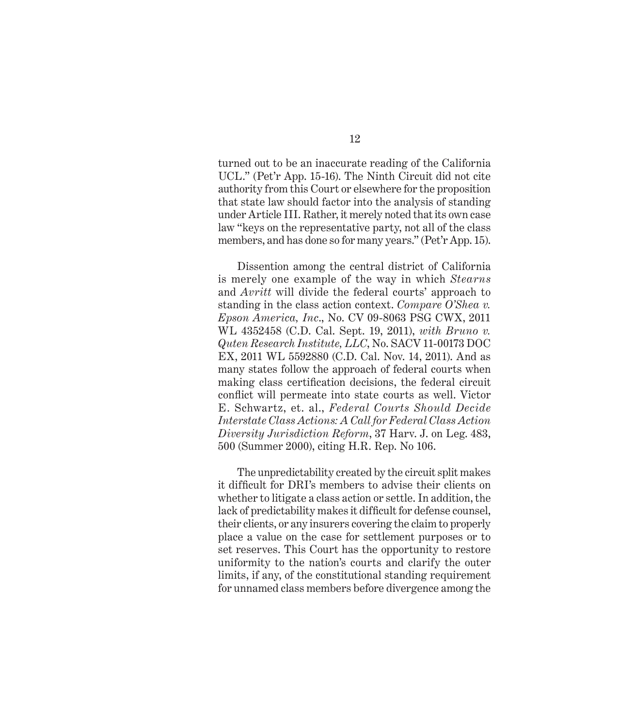turned out to be an inaccurate reading of the California UCL." (Pet'r App. 15-16). The Ninth Circuit did not cite authority from this Court or elsewhere for the proposition that state law should factor into the analysis of standing under Article III. Rather, it merely noted that its own case law "keys on the representative party, not all of the class members, and has done so for many years." (Pet'r App. 15).

Dissention among the central district of California is merely one example of the way in which *Stearns* and *Avritt* will divide the federal courts' approach to standing in the class action context. *Compare O'Shea v. Epson America, Inc*., No. CV 09-8063 PSG CWX, 2011 WL 4352458 (C.D. Cal. Sept. 19, 2011), *with Bruno v. Quten Research Institute, LLC*, No. SACV 11-00173 DOC EX, 2011 WL 5592880 (C.D. Cal. Nov. 14, 2011). And as many states follow the approach of federal courts when making class certification decisions, the federal circuit conflict will permeate into state courts as well. Victor E. Schwartz, et. al., *Federal Courts Should Decide Interstate Class Actions: A Call for Federal Class Action Diversity Jurisdiction Reform*, 37 Harv. J. on Leg. 483, 500 (Summer 2000), citing H.R. Rep. No 106.

The unpredictability created by the circuit split makes it difficult for DRI's members to advise their clients on whether to litigate a class action or settle. In addition, the lack of predictability makes it difficult for defense counsel, their clients, or any insurers covering the claim to properly place a value on the case for settlement purposes or to set reserves. This Court has the opportunity to restore uniformity to the nation's courts and clarify the outer limits, if any, of the constitutional standing requirement for unnamed class members before divergence among the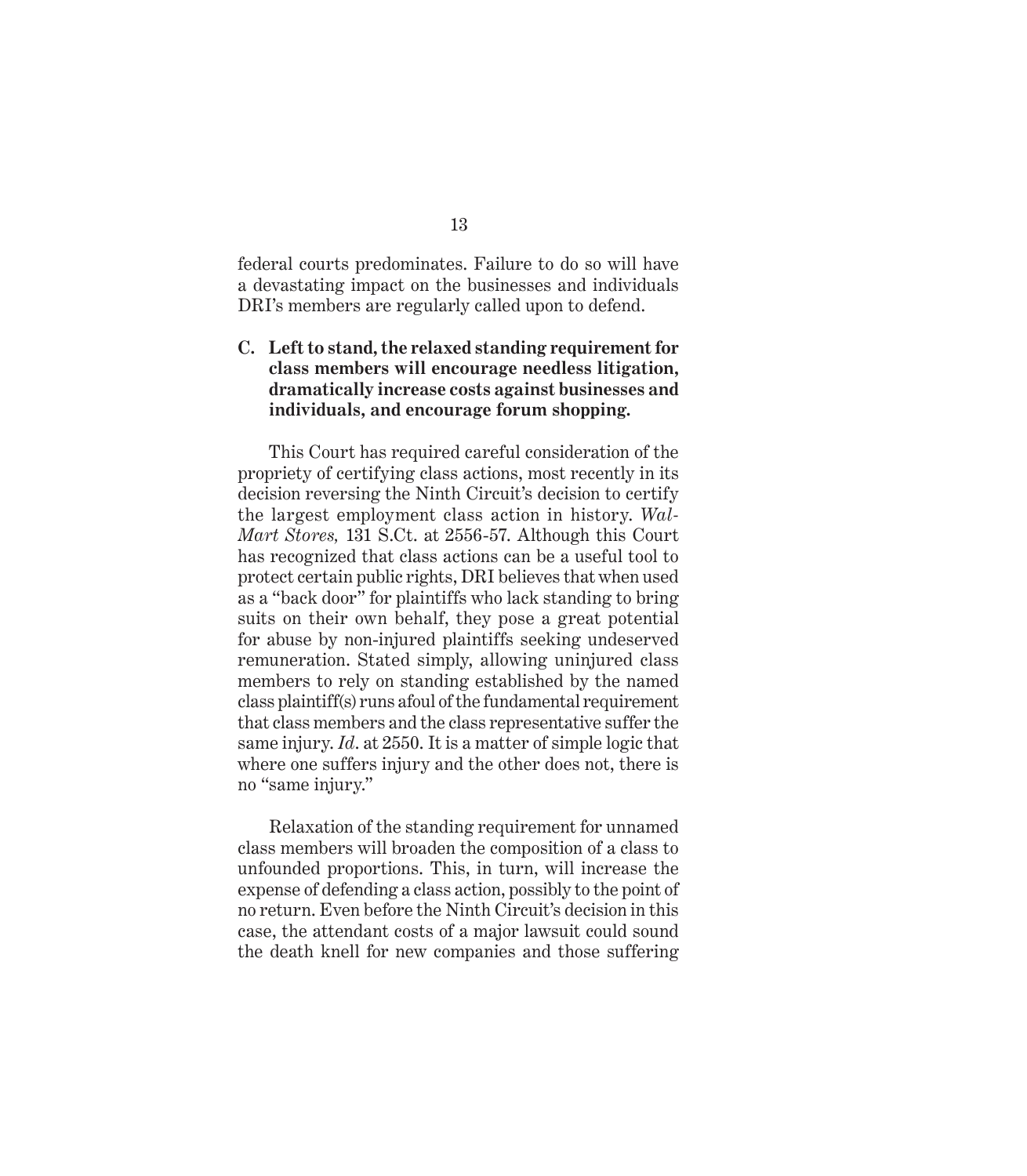federal courts predominates. Failure to do so will have a devastating impact on the businesses and individuals DRI's members are regularly called upon to defend.

### C. Left to stand, the relaxed standing requirement for class members will encourage needless litigation, dramatically increase costs against businesses and individuals, and encourage forum shopping.

This Court has required careful consideration of the propriety of certifying class actions, most recently in its decision reversing the Ninth Circuit's decision to certify the largest employment class action in history. *Wal-Mart Stores,* 131 S.Ct. at 2556-57. Although this Court has recognized that class actions can be a useful tool to protect certain public rights, DRI believes that when used as a "back door" for plaintiffs who lack standing to bring suits on their own behalf, they pose a great potential for abuse by non-injured plaintiffs seeking undeserved remuneration. Stated simply, allowing uninjured class members to rely on standing established by the named class plaintiff(s) runs afoul of the fundamental requirement that class members and the class representative suffer the same injury. *Id*. at 2550. It is a matter of simple logic that where one suffers injury and the other does not, there is no "same injury."

Relaxation of the standing requirement for unnamed class members will broaden the composition of a class to unfounded proportions. This, in turn, will increase the expense of defending a class action, possibly to the point of no return. Even before the Ninth Circuit's decision in this case, the attendant costs of a major lawsuit could sound the death knell for new companies and those suffering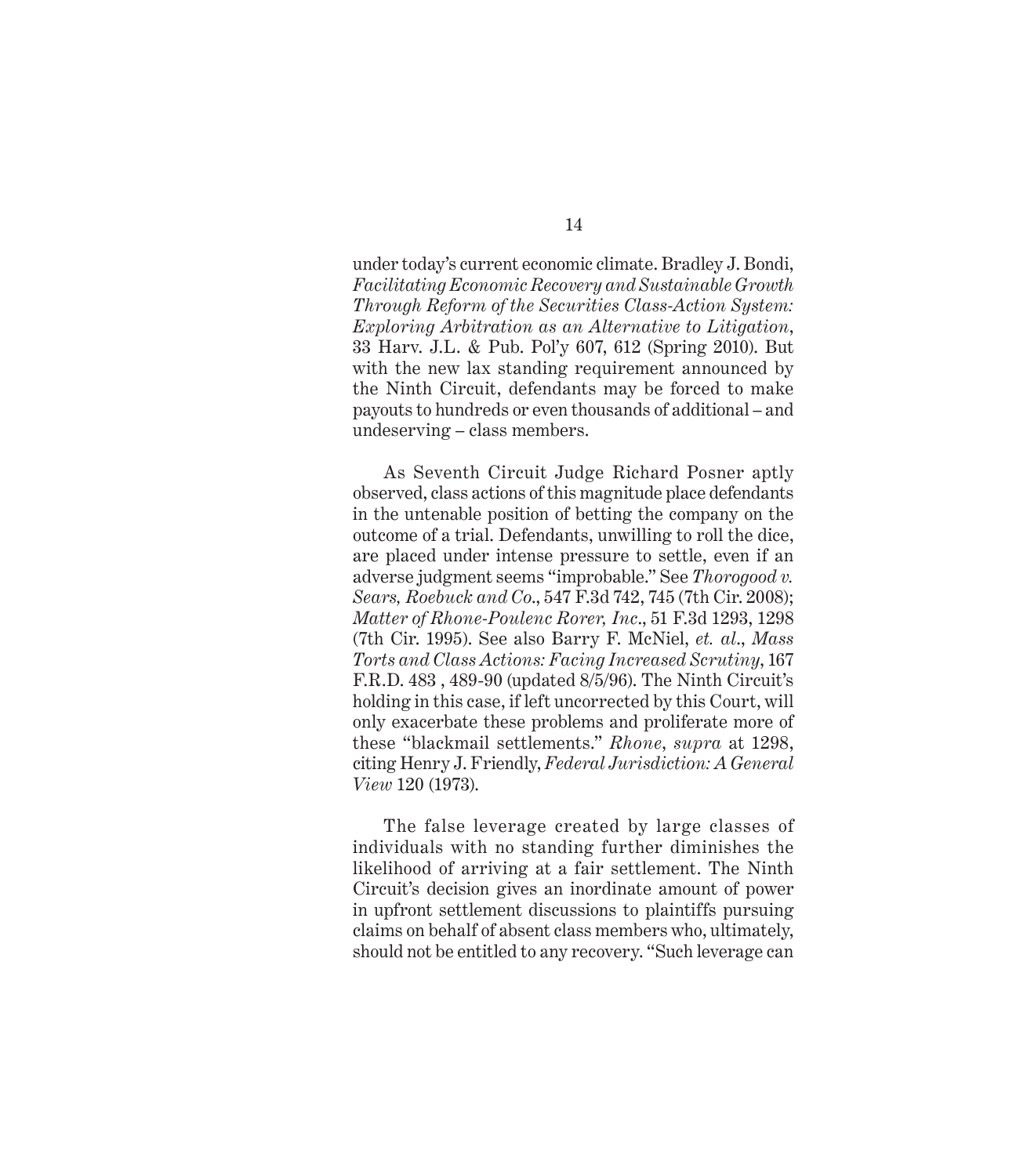under today's current economic climate. Bradley J. Bondi, *Facilitating Economic Recovery and Sustainable Growth Through Reform of the Securities Class-Action System: Exploring Arbitration as an Alternative to Litigation*, 33 Harv. J.L. & Pub. Pol'y 607, 612 (Spring 2010). But with the new lax standing requirement announced by the Ninth Circuit, defendants may be forced to make payouts to hundreds or even thousands of additional – and undeserving – class members.

As Seventh Circuit Judge Richard Posner aptly observed, class actions of this magnitude place defendants in the untenable position of betting the company on the outcome of a trial. Defendants, unwilling to roll the dice, are placed under intense pressure to settle, even if an adverse judgment seems "improbable." See *Thorogood v. Sears, Roebuck and Co.*, 547 F.3d 742, 745 (7th Cir. 2008); *Matter of Rhone-Poulenc Rorer, Inc.*, 51 F.3d 1293, 1298 (7th Cir. 1995). See also Barry F. McNiel, *et. al.*, *Mass Torts and Class Actions: Facing Increased Scrutiny*, 167 F.R.D. 483 , 489-90 (updated 8/5/96). The Ninth Circuit's holding in this case, if left uncorrected by this Court, will only exacerbate these problems and proliferate more of these "blackmail settlements." *Rhone*, *supra* at 1298, citing Henry J. Friendly, *Federal Jurisdiction: A General View* 120 (1973).

The false leverage created by large classes of individuals with no standing further diminishes the likelihood of arriving at a fair settlement. The Ninth Circuit's decision gives an inordinate amount of power in upfront settlement discussions to plaintiffs pursuing claims on behalf of absent class members who, ultimately, should not be entitled to any recovery. "Such leverage can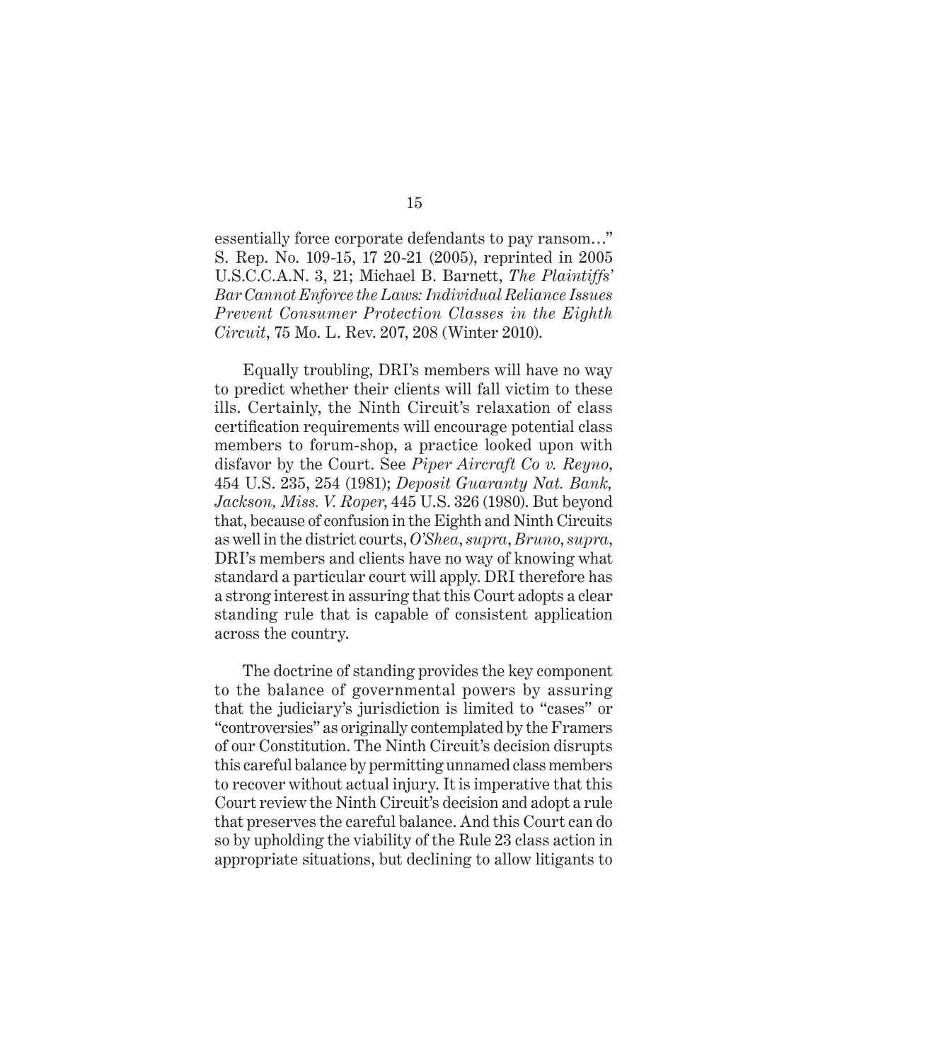essentially force corporate defendants to pay ransom…" S. Rep. No. 109-15, 17 20-21 (2005), reprinted in 2005 U.S.C.C.A.N. 3, 21; Michael B. Barnett, *The Plaintiffs' Bar Cannot Enforce the Laws: Individual Reliance Issues Prevent Consumer Protection Classes in the Eighth Circuit*, 75 Mo. L. Rev. 207, 208 (Winter 2010).

Equally troubling, DRI's members will have no way to predict whether their clients will fall victim to these ills. Certainly, the Ninth Circuit's relaxation of class certification requirements will encourage potential class members to forum-shop, a practice looked upon with disfavor by the Court. See *Piper Aircraft Co v. Reyno*, 454 U.S. 235, 254 (1981); *Deposit Guaranty Nat. Bank, Jackson, Miss. V. Roper*, 445 U.S. 326 (1980). But beyond that, because of confusion in the Eighth and Ninth Circuits as well in the district courts, *O'Shea*, *supra*, *Bruno*, *supra*, DRI's members and clients have no way of knowing what standard a particular court will apply. DRI therefore has a strong interest in assuring that this Court adopts a clear standing rule that is capable of consistent application across the country.

The doctrine of standing provides the key component to the balance of governmental powers by assuring that the judiciary's jurisdiction is limited to "cases" or "controversies" as originally contemplated by the Framers of our Constitution. The Ninth Circuit's decision disrupts this careful balance by permitting unnamed class members to recover without actual injury. It is imperative that this Court review the Ninth Circuit's decision and adopt a rule that preserves the careful balance. And this Court can do so by upholding the viability of the Rule 23 class action in appropriate situations, but declining to allow litigants to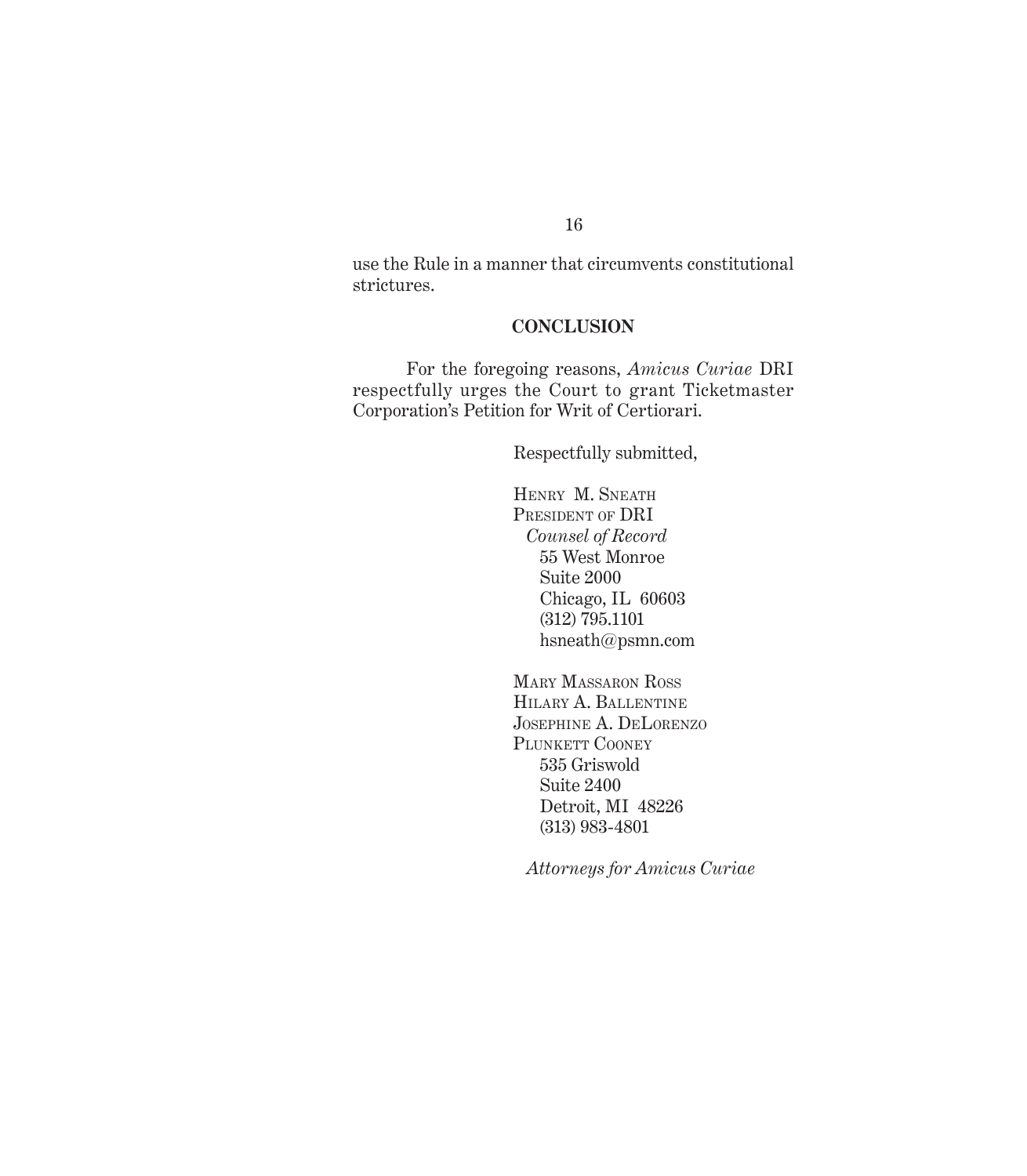use the Rule in a manner that circumvents constitutional strictures.

## CONCLUSION

For the foregoing reasons, *Amicus Curiae* DRI respectfully urges the Court to grant Ticketmaster Corporation's Petition for Writ of Certiorari.

Respectfully submitted,

HENRY M. SNEATH
PRESIDENT OF DRI
*Counsel of Record*
55 West Monroe
Suite 2000
Chicago, IL 60603
(312) 795.1101
hsneath@psmn.com

MARY MASSARON ROSS
HILARY A. BALLENTINE
JOSEPHINE A. DELORENZO
PLUNKETT COONEY
535 Griswold
Suite 2400
Detroit, MI 48226
(313) 983-4801

*Attorneys for Amicus Curiae*